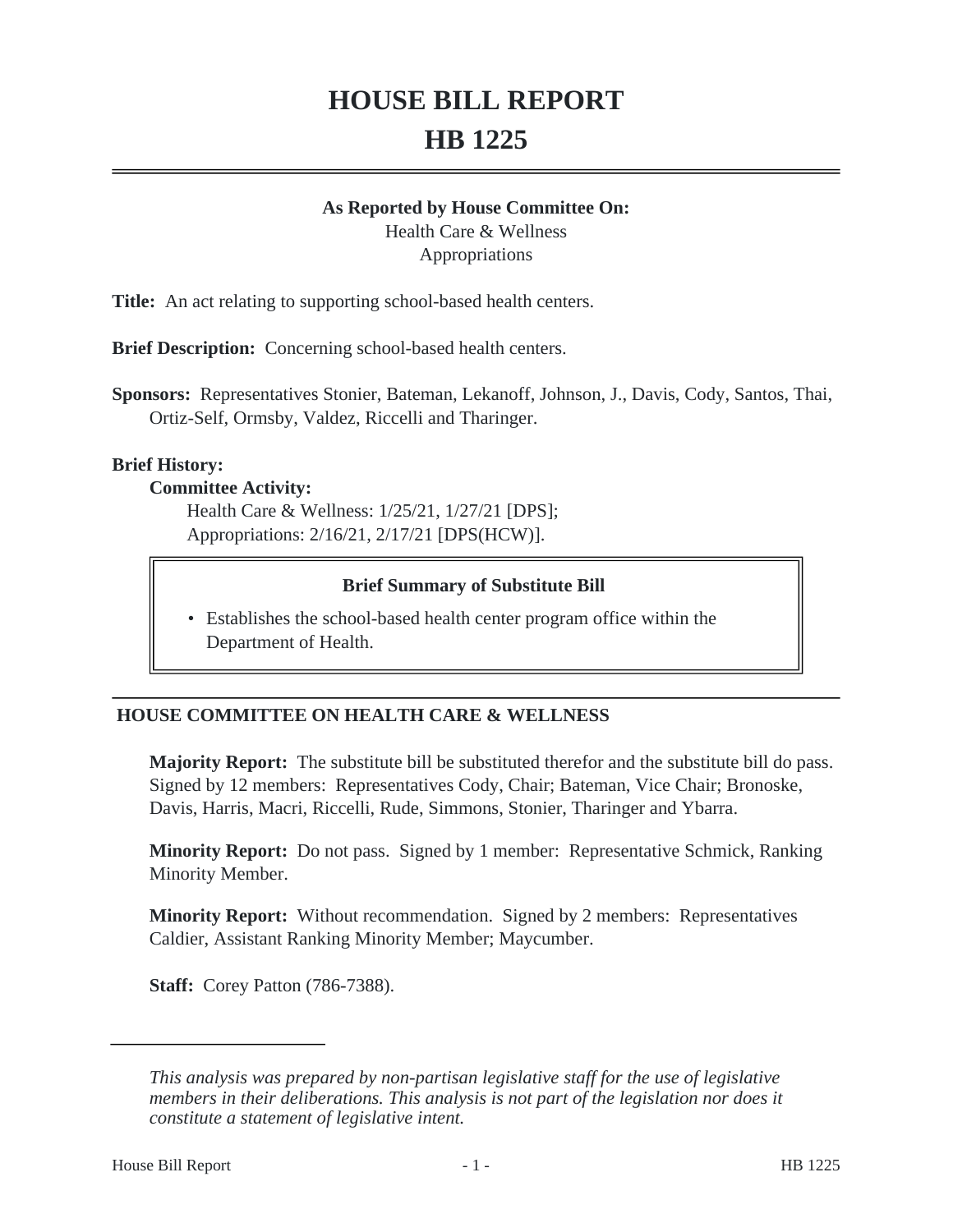# HOUSE BILL REPORT
# HB 1225

**As Reported by House Committee On:**
Health Care & Wellness
Appropriations

**Title:** An act relating to supporting school-based health centers.

**Brief Description:** Concerning school-based health centers.

**Sponsors:** Representatives Stonier, Bateman, Lekanoff, Johnson, J., Davis, Cody, Santos, Thai, Ortiz-Self, Ormsby, Valdez, Riccelli and Tharinger.

**Brief History:**

**Committee Activity:**

Health Care & Wellness: 1/25/21, 1/27/21 [DPS];
Appropriations: 2/16/21, 2/17/21 [DPS(HCW)].

**Brief Summary of Substitute Bill**

- Establishes the school-based health center program office within the Department of Health.

## HOUSE COMMITTEE ON HEALTH CARE & WELLNESS

**Majority Report:** The substitute bill be substituted therefor and the substitute bill do pass. Signed by 12 members: Representatives Cody, Chair; Bateman, Vice Chair; Bronoske, Davis, Harris, Macri, Riccelli, Rude, Simmons, Stonier, Tharinger and Ybarra.

**Minority Report:** Do not pass. Signed by 1 member: Representative Schmick, Ranking Minority Member.

**Minority Report:** Without recommendation. Signed by 2 members: Representatives Caldier, Assistant Ranking Minority Member; Maycumber.

**Staff:** Corey Patton (786-7388).

---

*This analysis was prepared by non-partisan legislative staff for the use of legislative members in their deliberations. This analysis is not part of the legislation nor does it constitute a statement of legislative intent.*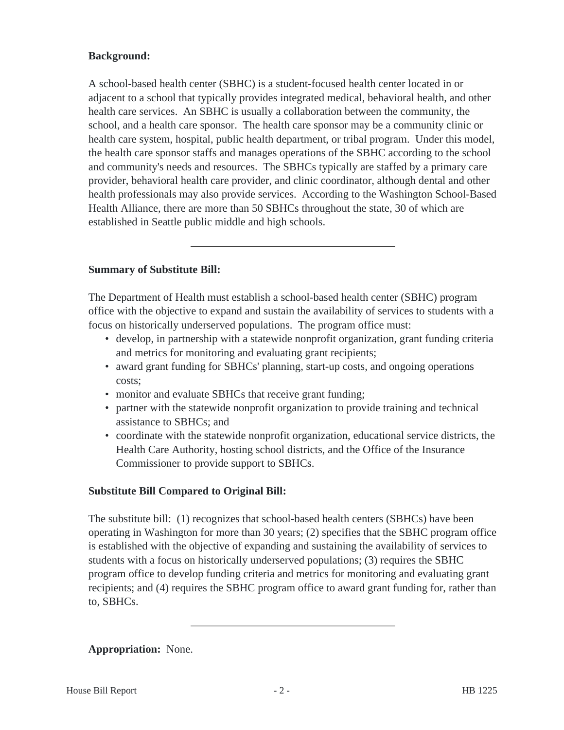**Background:**

A school-based health center (SBHC) is a student-focused health center located in or adjacent to a school that typically provides integrated medical, behavioral health, and other health care services. An SBHC is usually a collaboration between the community, the school, and a health care sponsor. The health care sponsor may be a community clinic or health care system, hospital, public health department, or tribal program. Under this model, the health care sponsor staffs and manages operations of the SBHC according to the school and community's needs and resources. The SBHCs typically are staffed by a primary care provider, behavioral health care provider, and clinic coordinator, although dental and other health professionals may also provide services. According to the Washington School-Based Health Alliance, there are more than 50 SBHCs throughout the state, 30 of which are established in Seattle public middle and high schools.

---

**Summary of Substitute Bill:**

The Department of Health must establish a school-based health center (SBHC) program office with the objective to expand and sustain the availability of services to students with a focus on historically underserved populations. The program office must:

- develop, in partnership with a statewide nonprofit organization, grant funding criteria and metrics for monitoring and evaluating grant recipients;
- award grant funding for SBHCs' planning, start-up costs, and ongoing operations costs;
- monitor and evaluate SBHCs that receive grant funding;
- partner with the statewide nonprofit organization to provide training and technical assistance to SBHCs; and
- coordinate with the statewide nonprofit organization, educational service districts, the Health Care Authority, hosting school districts, and the Office of the Insurance Commissioner to provide support to SBHCs.

**Substitute Bill Compared to Original Bill:**

The substitute bill: (1) recognizes that school-based health centers (SBHCs) have been operating in Washington for more than 30 years; (2) specifies that the SBHC program office is established with the objective of expanding and sustaining the availability of services to students with a focus on historically underserved populations; (3) requires the SBHC program office to develop funding criteria and metrics for monitoring and evaluating grant recipients; and (4) requires the SBHC program office to award grant funding for, rather than to, SBHCs.

---

**Appropriation:** None.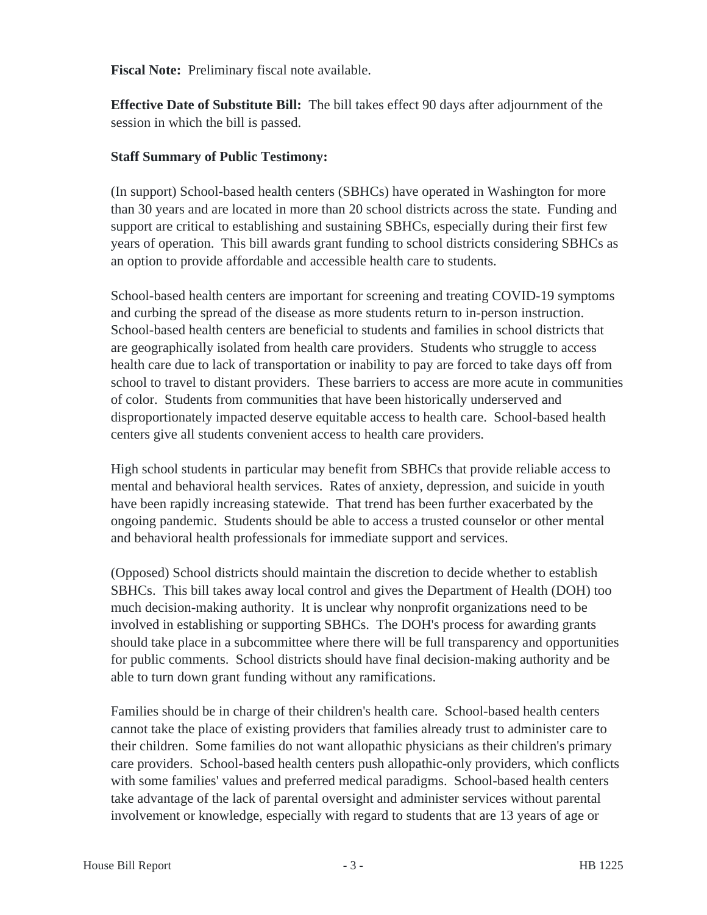**Fiscal Note:** Preliminary fiscal note available.

**Effective Date of Substitute Bill:** The bill takes effect 90 days after adjournment of the session in which the bill is passed.

**Staff Summary of Public Testimony:**

(In support) School-based health centers (SBHCs) have operated in Washington for more than 30 years and are located in more than 20 school districts across the state. Funding and support are critical to establishing and sustaining SBHCs, especially during their first few years of operation. This bill awards grant funding to school districts considering SBHCs as an option to provide affordable and accessible health care to students.

School-based health centers are important for screening and treating COVID-19 symptoms and curbing the spread of the disease as more students return to in-person instruction. School-based health centers are beneficial to students and families in school districts that are geographically isolated from health care providers. Students who struggle to access health care due to lack of transportation or inability to pay are forced to take days off from school to travel to distant providers. These barriers to access are more acute in communities of color. Students from communities that have been historically underserved and disproportionately impacted deserve equitable access to health care. School-based health centers give all students convenient access to health care providers.

High school students in particular may benefit from SBHCs that provide reliable access to mental and behavioral health services. Rates of anxiety, depression, and suicide in youth have been rapidly increasing statewide. That trend has been further exacerbated by the ongoing pandemic. Students should be able to access a trusted counselor or other mental and behavioral health professionals for immediate support and services.

(Opposed) School districts should maintain the discretion to decide whether to establish SBHCs. This bill takes away local control and gives the Department of Health (DOH) too much decision-making authority. It is unclear why nonprofit organizations need to be involved in establishing or supporting SBHCs. The DOH's process for awarding grants should take place in a subcommittee where there will be full transparency and opportunities for public comments. School districts should have final decision-making authority and be able to turn down grant funding without any ramifications.

Families should be in charge of their children's health care. School-based health centers cannot take the place of existing providers that families already trust to administer care to their children. Some families do not want allopathic physicians as their children's primary care providers. School-based health centers push allopathic-only providers, which conflicts with some families' values and preferred medical paradigms. School-based health centers take advantage of the lack of parental oversight and administer services without parental involvement or knowledge, especially with regard to students that are 13 years of age or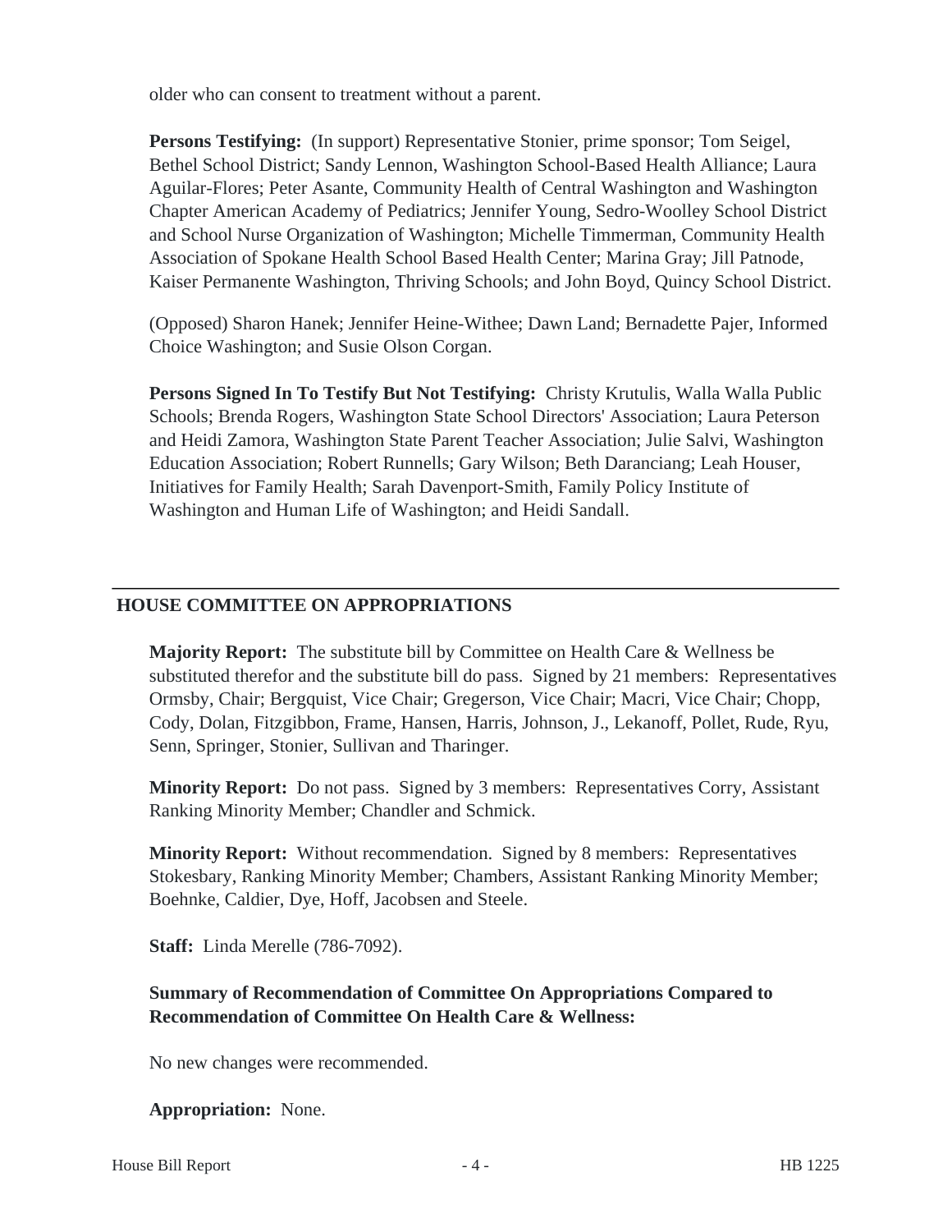older who can consent to treatment without a parent.

**Persons Testifying:** (In support) Representative Stonier, prime sponsor; Tom Seigel, Bethel School District; Sandy Lennon, Washington School-Based Health Alliance; Laura Aguilar-Flores; Peter Asante, Community Health of Central Washington and Washington Chapter American Academy of Pediatrics; Jennifer Young, Sedro-Woolley School District and School Nurse Organization of Washington; Michelle Timmerman, Community Health Association of Spokane Health School Based Health Center; Marina Gray; Jill Patnode, Kaiser Permanente Washington, Thriving Schools; and John Boyd, Quincy School District.

(Opposed) Sharon Hanek; Jennifer Heine-Withee; Dawn Land; Bernadette Pajer, Informed Choice Washington; and Susie Olson Corgan.

**Persons Signed In To Testify But Not Testifying:** Christy Krutulis, Walla Walla Public Schools; Brenda Rogers, Washington State School Directors' Association; Laura Peterson and Heidi Zamora, Washington State Parent Teacher Association; Julie Salvi, Washington Education Association; Robert Runnells; Gary Wilson; Beth Daranciang; Leah Houser, Initiatives for Family Health; Sarah Davenport-Smith, Family Policy Institute of Washington and Human Life of Washington; and Heidi Sandall.

---

## HOUSE COMMITTEE ON APPROPRIATIONS

**Majority Report:** The substitute bill by Committee on Health Care & Wellness be substituted therefor and the substitute bill do pass. Signed by 21 members: Representatives Ormsby, Chair; Bergquist, Vice Chair; Gregerson, Vice Chair; Macri, Vice Chair; Chopp, Cody, Dolan, Fitzgibbon, Frame, Hansen, Harris, Johnson, J., Lekanoff, Pollet, Rude, Ryu, Senn, Springer, Stonier, Sullivan and Tharinger.

**Minority Report:** Do not pass. Signed by 3 members: Representatives Corry, Assistant Ranking Minority Member; Chandler and Schmick.

**Minority Report:** Without recommendation. Signed by 8 members: Representatives Stokesbary, Ranking Minority Member; Chambers, Assistant Ranking Minority Member; Boehnke, Caldier, Dye, Hoff, Jacobsen and Steele.

**Staff:** Linda Merelle (786-7092).

**Summary of Recommendation of Committee On Appropriations Compared to Recommendation of Committee On Health Care & Wellness:**

No new changes were recommended.

**Appropriation:** None.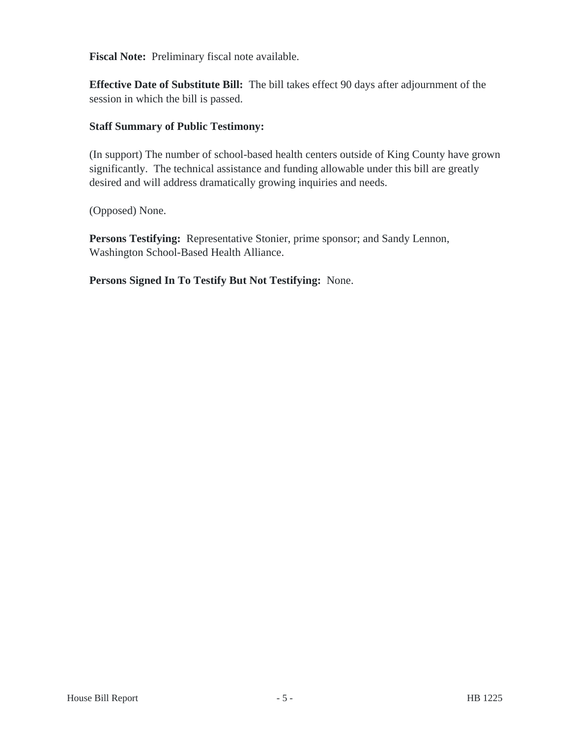**Fiscal Note:** Preliminary fiscal note available.

**Effective Date of Substitute Bill:** The bill takes effect 90 days after adjournment of the session in which the bill is passed.

**Staff Summary of Public Testimony:**

(In support) The number of school-based health centers outside of King County have grown significantly. The technical assistance and funding allowable under this bill are greatly desired and will address dramatically growing inquiries and needs.

(Opposed) None.

**Persons Testifying:** Representative Stonier, prime sponsor; and Sandy Lennon, Washington School-Based Health Alliance.

**Persons Signed In To Testify But Not Testifying:** None.